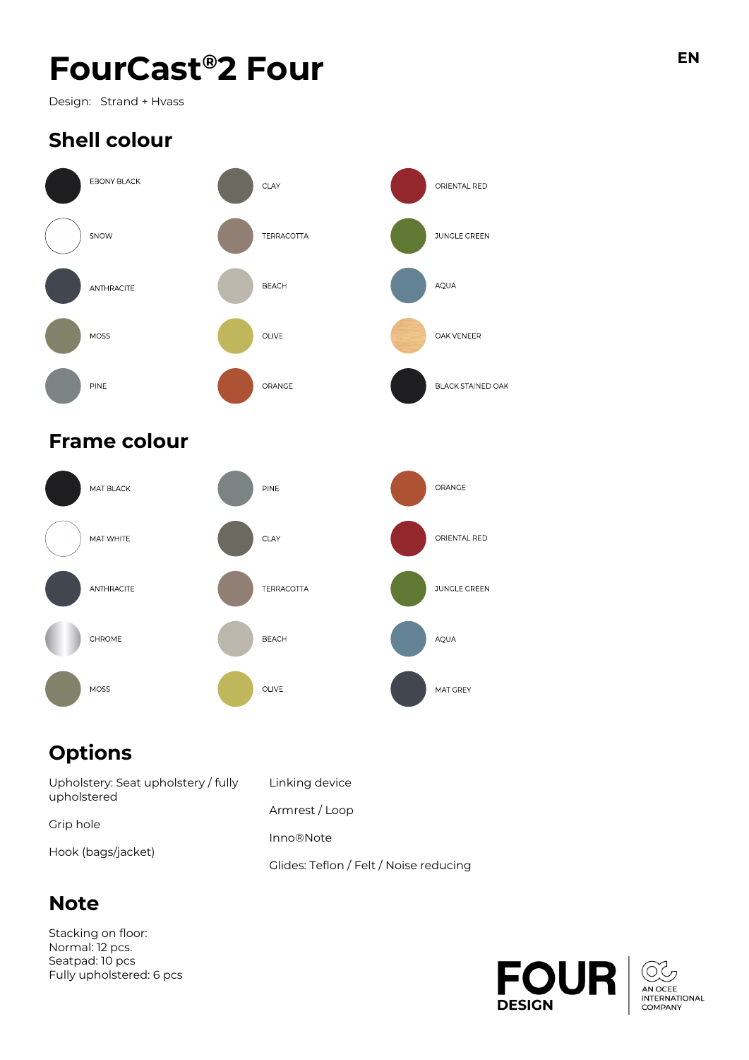# FourCast®2 Four

EN

Design: Strand + Hvass

## Shell colour

EBONY BLACK

SNOW

ANTHRACITE

MOSS

PINE

CLAY

TERRACOTTA

BEACH

OLIVE

ORANGE

ORIENTAL RED

JUNGLE GREEN

AQUA

OAK VENEER

BLACK STAINED OAK

## Frame colour

MAT BLACK

MAT WHITE

ANTHRACITE

CHROME

MOSS

PINE

CLAY

TERRACOTTA

BEACH

OLIVE

ORANGE

ORIENTAL RED

JUNGLE GREEN

AQUA

MAT GREY

## Options

Upholstery: Seat upholstery / fully upholstered

Grip hole

Hook (bags/jacket)

Linking device

Armrest / Loop

Inno®Note

Glides: Teflon / Felt / Noise reducing

## Note

Stacking on floor:
Normal: 12 pcs.
Seatpad: 10 pcs
Fully upholstered: 6 pcs

FOUR DESIGN

AN OCEE INTERNATIONAL COMPANY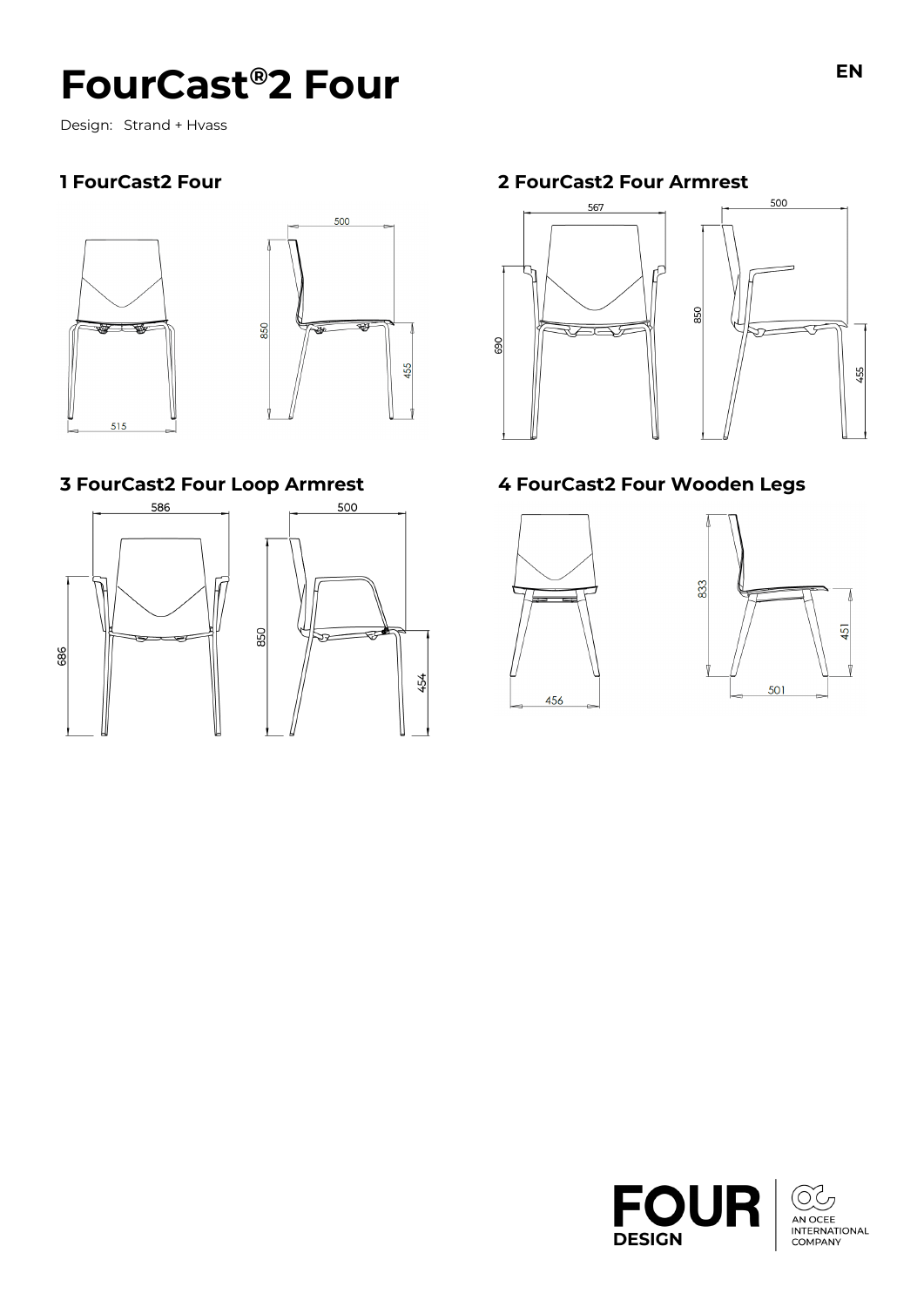# FourCast®2 Four

EN

Design: Strand + Hvass

## 1 FourCast2 Four

500

850

455

515

## 2 FourCast2 Four Armrest

567

500

690

850

455

## 3 FourCast2 Four Loop Armrest

586

500

686

850

454

## 4 FourCast2 Four Wooden Legs

833

451

456

501

FOUR DESIGN

AN OCEE INTERNATIONAL COMPANY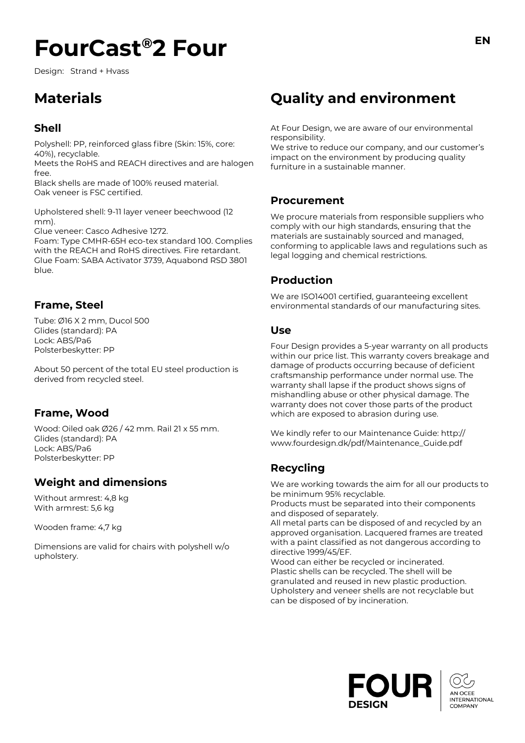# FourCast®2 Four

EN

Design: Strand + Hvass

## Materials

### Shell

Polyshell: PP, reinforced glass fibre (Skin: 15%, core: 40%), recyclable.
Meets the RoHS and REACH directives and are halogen free.
Black shells are made of 100% reused material.
Oak veneer is FSC certified.

Upholstered shell: 9-11 layer veneer beechwood (12 mm).
Glue veneer: Casco Adhesive 1272.
Foam: Type CMHR-65H eco-tex standard 100. Complies with the REACH and RoHS directives. Fire retardant.
Glue Foam: SABA Activator 3739, Aquabond RSD 3801 blue.

### Frame, Steel

Tube: Ø16 X 2 mm, Ducol 500
Glides (standard): PA
Lock: ABS/Pa6
Polsterbeskytter: PP

About 50 percent of the total EU steel production is derived from recycled steel.

### Frame, Wood

Wood: Oiled oak Ø26 / 42 mm. Rail 21 x 55 mm.
Glides (standard): PA
Lock: ABS/Pa6
Polsterbeskytter: PP

### Weight and dimensions

Without armrest: 4,8 kg
With armrest: 5,6 kg

Wooden frame: 4,7 kg

Dimensions are valid for chairs with polyshell w/o upholstery.

## Quality and environment

At Four Design, we are aware of our environmental responsibility.
We strive to reduce our company, and our customer's impact on the environment by producing quality furniture in a sustainable manner.

### Procurement

We procure materials from responsible suppliers who comply with our high standards, ensuring that the materials are sustainably sourced and managed, conforming to applicable laws and regulations such as legal logging and chemical restrictions.

### Production

We are ISO14001 certified, guaranteeing excellent environmental standards of our manufacturing sites.

### Use

Four Design provides a 5-year warranty on all products within our price list. This warranty covers breakage and damage of products occurring because of deficient craftsmanship performance under normal use. The warranty shall lapse if the product shows signs of mishandling abuse or other physical damage. The warranty does not cover those parts of the product which are exposed to abrasion during use.

We kindly refer to our Maintenance Guide: http://www.fourdesign.dk/pdf/Maintenance_Guide.pdf

### Recycling

We are working towards the aim for all our products to be minimum 95% recyclable.
Products must be separated into their components and disposed of separately.
All metal parts can be disposed of and recycled by an approved organisation. Lacquered frames are treated with a paint classified as not dangerous according to directive 1999/45/EF.
Wood can either be recycled or incinerated.
Plastic shells can be recycled. The shell will be granulated and reused in new plastic production.
Upholstery and veneer shells are not recyclable but can be disposed of by incineration.

FOUR DESIGN
AN OCEE INTERNATIONAL COMPANY